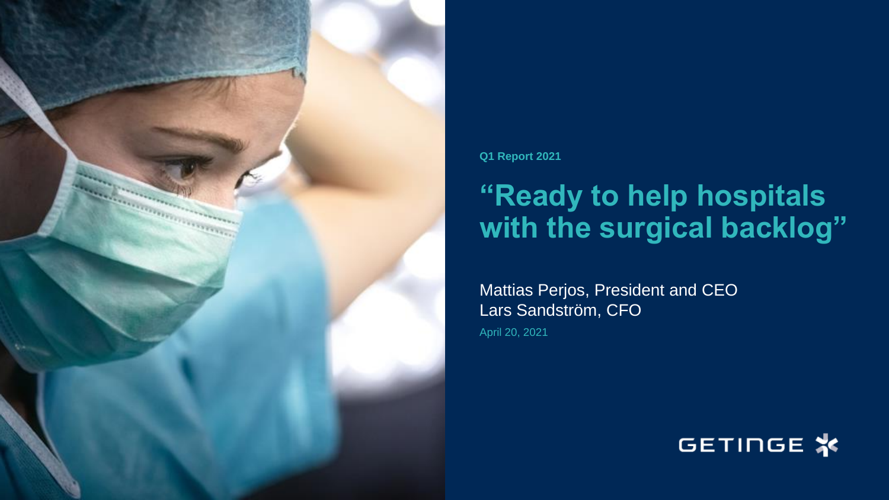Q1 Report 2021

# "Ready to help hospitals with the surgical backlog"

Mattias Perjos, President and CEO
Lars Sandström, CFO

April 20, 2021

GETINGE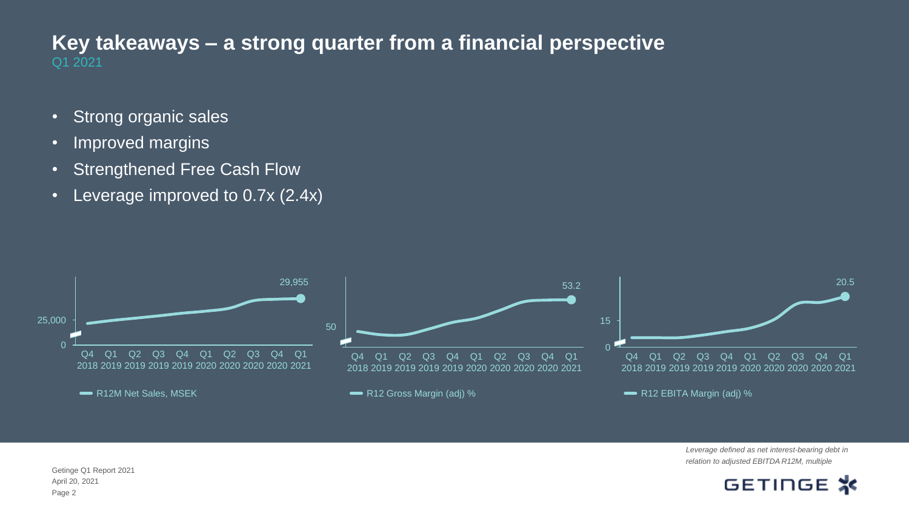# Key takeaways – a strong quarter from a financial perspective

Q1 2021

- Strong organic sales
- Improved margins
- Strengthened Free Cash Flow
- Leverage improved to 0.7x (2.4x)

29,955

25,000

0

Q4 2018 Q1 2019 Q2 2019 Q3 2019 Q4 2019 Q1 2020 Q2 2020 Q3 2020 Q4 2020 Q1 2021

R12M Net Sales, MSEK

53.2

50

Q4 2018 Q1 2019 Q2 2019 Q3 2019 Q4 2019 Q1 2020 Q2 2020 Q3 2020 Q4 2020 Q1 2021

R12 Gross Margin (adj) %

20.5

15

0

Q4 2018 Q1 2019 Q2 2019 Q3 2019 Q4 2019 Q1 2020 Q2 2020 Q3 2020 Q4 2020 Q1 2021

R12 EBITA Margin (adj) %

*Leverage defined as net interest-bearing debt in relation to adjusted EBITDA R12M, multiple*

Getinge Q1 Report 2021
April 20, 2021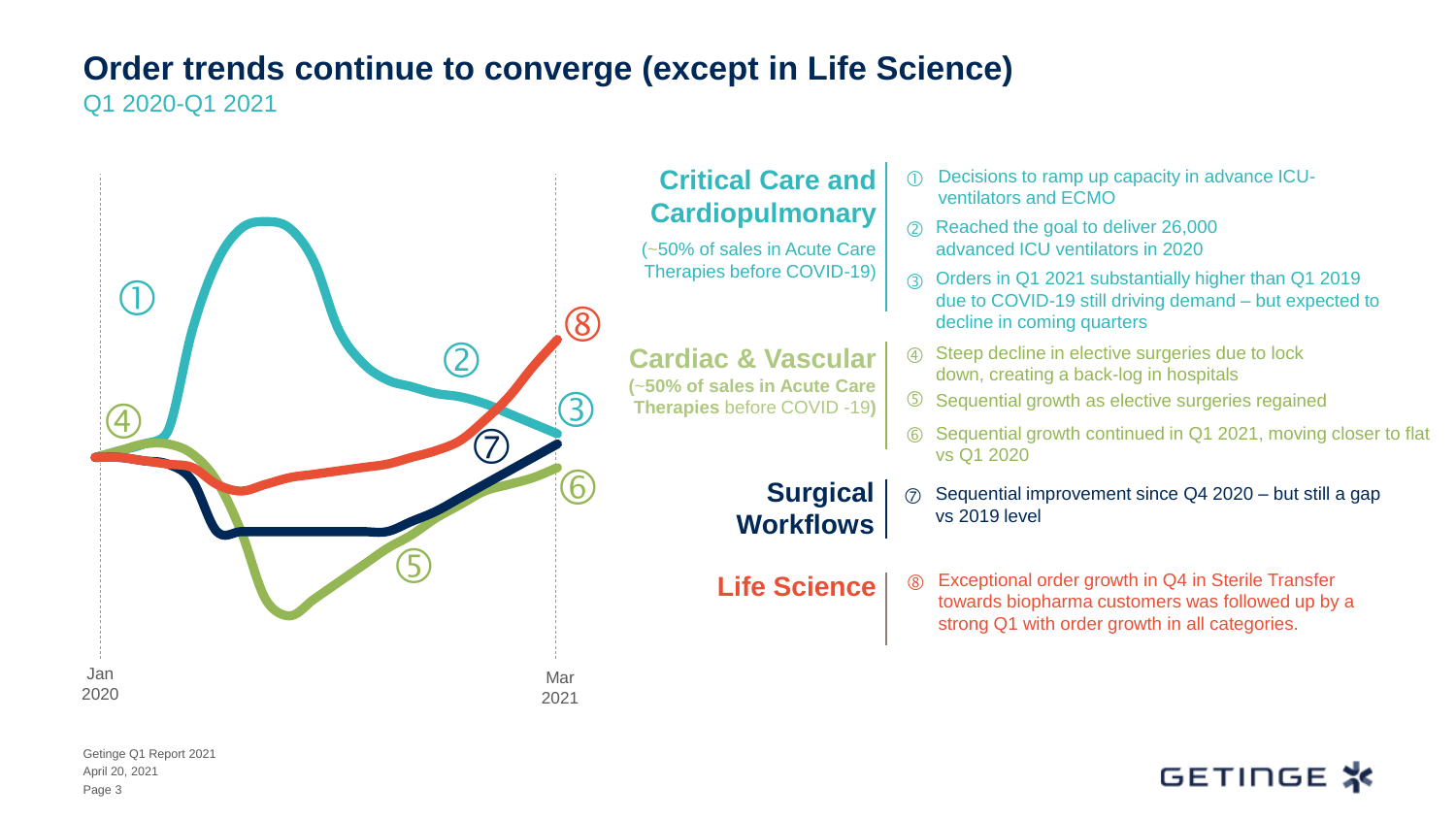# Order trends continue to converge (except in Life Science)

Q1 2020-Q1 2021

Jan 2020 — Mar 2021

## Critical Care and Cardiopulmonary

(~50% of sales in Acute Care Therapies before COVID-19)

① Decisions to ramp up capacity in advance ICU-ventilators and ECMO

② Reached the goal to deliver 26,000 advanced ICU ventilators in 2020

③ Orders in Q1 2021 substantially higher than Q1 2019 due to COVID-19 still driving demand – but expected to decline in coming quarters

## Cardiac & Vascular

**(~50% of sales in Acute Care Therapies** before COVID -19**)**

④ Steep decline in elective surgeries due to lock down, creating a back-log in hospitals

⑤ Sequential growth as elective surgeries regained

⑥ Sequential growth continued in Q1 2021, moving closer to flat vs Q1 2020

## Surgical Workflows

⑦ Sequential improvement since Q4 2020 – but still a gap vs 2019 level

## Life Science

⑧ Exceptional order growth in Q4 in Sterile Transfer towards biopharma customers was followed up by a strong Q1 with order growth in all categories.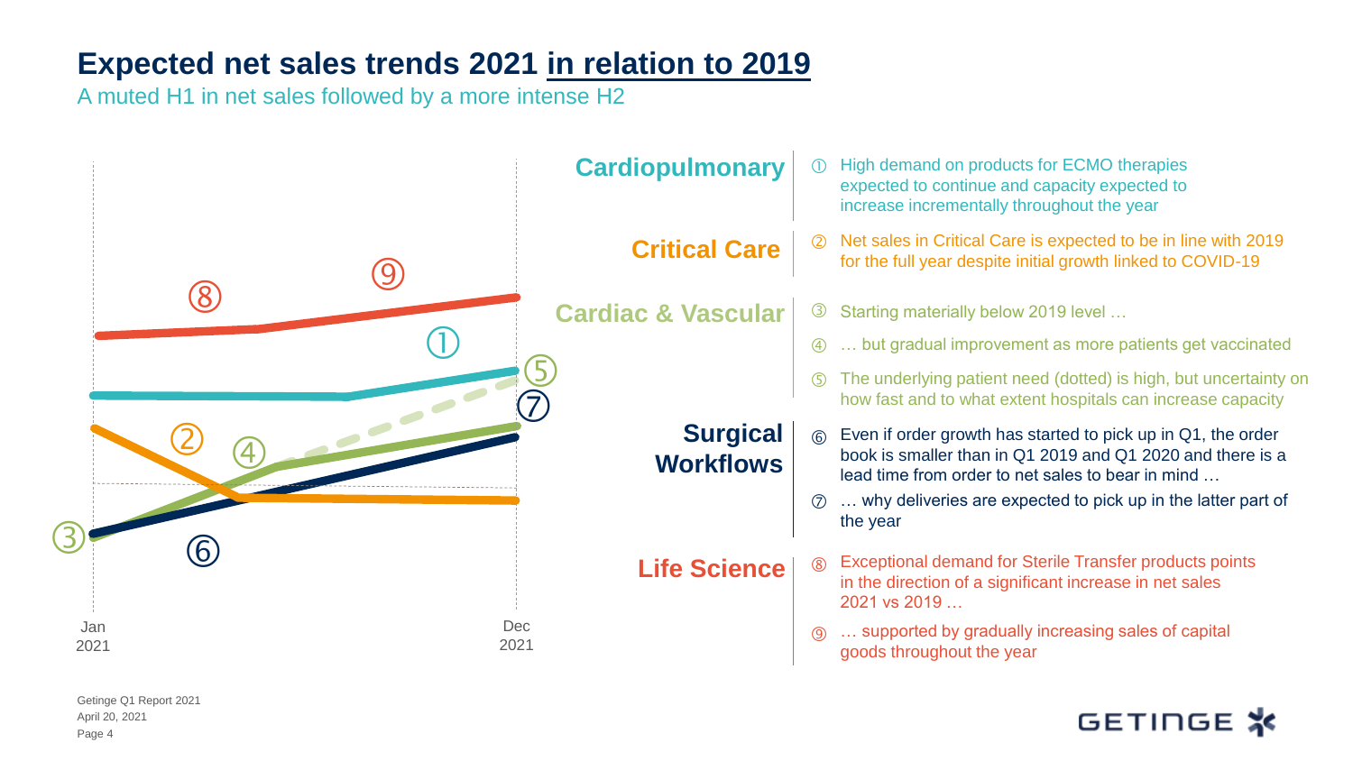# Expected net sales trends 2021 in relation to 2019

A muted H1 in net sales followed by a more intense H2

Jan 2021 — Dec 2021

**Cardiopulmonary**

① High demand on products for ECMO therapies expected to continue and capacity expected to increase incrementally throughout the year

**Critical Care**

② Net sales in Critical Care is expected to be in line with 2019 for the full year despite initial growth linked to COVID-19

**Cardiac & Vascular**

③ Starting materially below 2019 level …

④ … but gradual improvement as more patients get vaccinated

⑤ The underlying patient need (dotted) is high, but uncertainty on how fast and to what extent hospitals can increase capacity

**Surgical Workflows**

⑥ Even if order growth has started to pick up in Q1, the order book is smaller than in Q1 2019 and Q1 2020 and there is a lead time from order to net sales to bear in mind …

⑦ … why deliveries are expected to pick up in the latter part of the year

**Life Science**

⑧ Exceptional demand for Sterile Transfer products points in the direction of a significant increase in net sales 2021 vs 2019 …

⑨ … supported by gradually increasing sales of capital goods throughout the year

Getinge Q1 Report 2021
April 20, 2021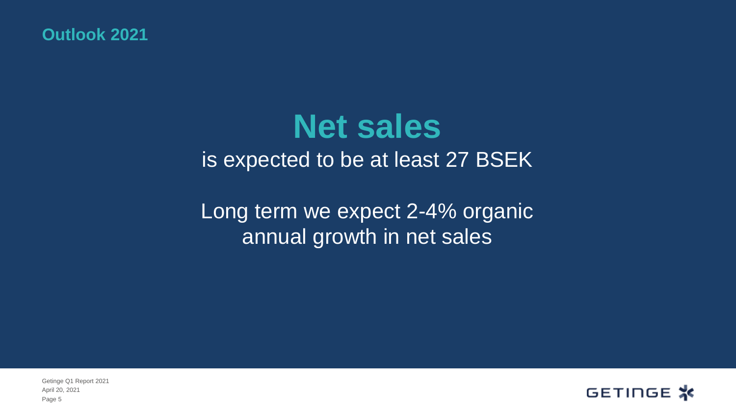## Outlook 2021

# Net sales

is expected to be at least 27 BSEK

Long term we expect 2-4% organic annual growth in net sales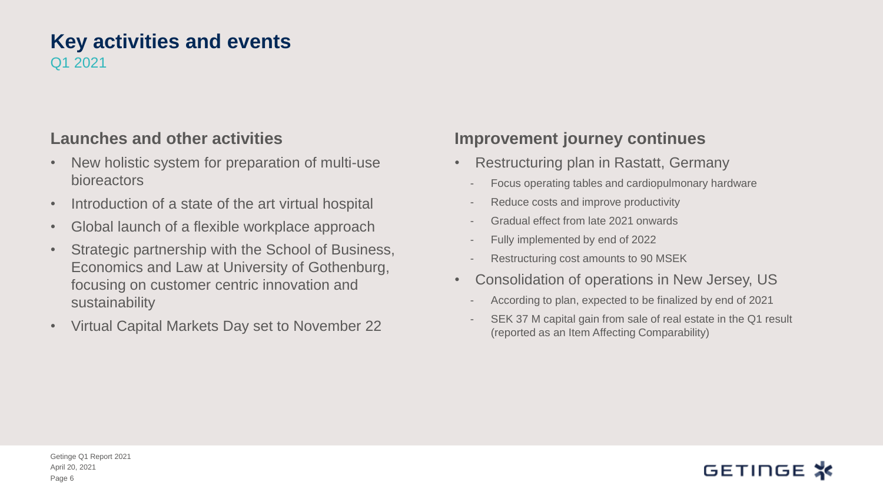# Key activities and events

Q1 2021

## Launches and other activities

- New holistic system for preparation of multi-use bioreactors
- Introduction of a state of the art virtual hospital
- Global launch of a flexible workplace approach
- Strategic partnership with the School of Business, Economics and Law at University of Gothenburg, focusing on customer centric innovation and sustainability
- Virtual Capital Markets Day set to November 22

## Improvement journey continues

- Restructuring plan in Rastatt, Germany
  - Focus operating tables and cardiopulmonary hardware
  - Reduce costs and improve productivity
  - Gradual effect from late 2021 onwards
  - Fully implemented by end of 2022
  - Restructuring cost amounts to 90 MSEK
- Consolidation of operations in New Jersey, US
  - According to plan, expected to be finalized by end of 2021
  - SEK 37 M capital gain from sale of real estate in the Q1 result (reported as an Item Affecting Comparability)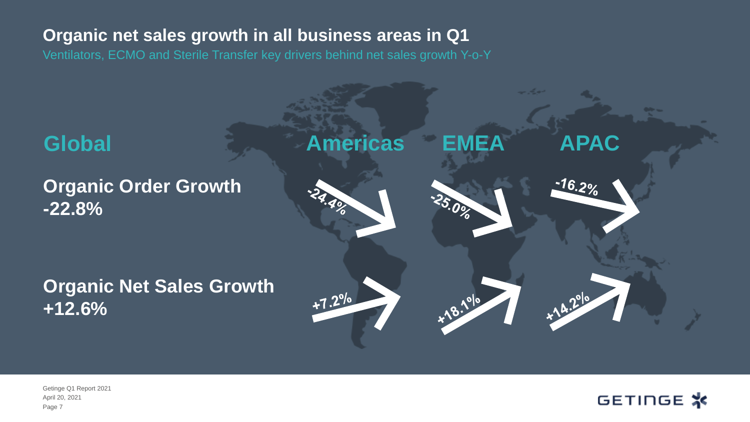# Organic net sales growth in all business areas in Q1

Ventilators, ECMO and Sterile Transfer key drivers behind net sales growth Y-o-Y

| Global | Americas | EMEA | APAC |
|---|---|---|---|
| **Organic Order Growth -22.8%** | -24.4% | -25.0% | -16.2% |
| **Organic Net Sales Growth +12.6%** | +7.2% | +18.1% | +14.2% |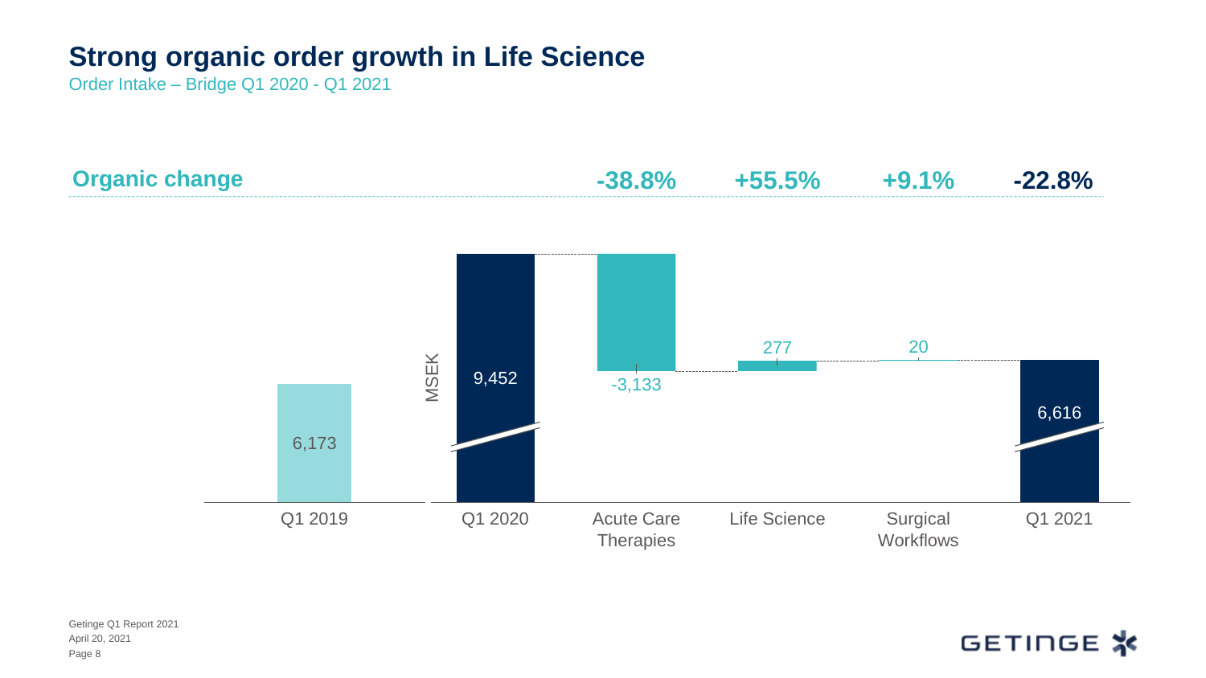# Strong organic order growth in Life Science

Order Intake – Bridge Q1 2020 - Q1 2021

| | Q1 2019 | Q1 2020 | Acute Care Therapies | Life Science | Surgical Workflows | Q1 2021 |
|---|---|---|---|---|---|---|
| **Organic change** | | | **-38.8%** | **+55.5%** | **+9.1%** | **-22.8%** |
| MSEK | 6,173 | 9,452 | -3,133 | 277 | 20 | 6,616 |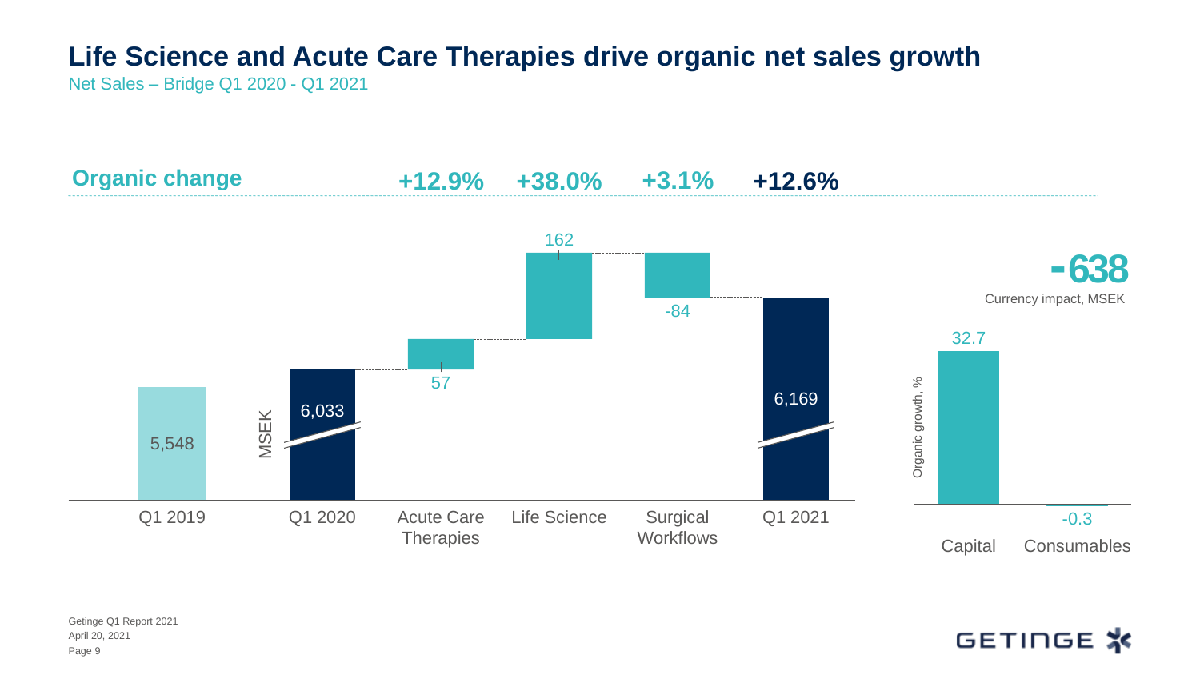# Life Science and Acute Care Therapies drive organic net sales growth

Net Sales – Bridge Q1 2020 - Q1 2021

**Organic change**

| | Q1 2019 | Q1 2020 | Acute Care Therapies | Life Science | Surgical Workflows | Q1 2021 |
|---|---|---|---|---|---|---|
| Organic change | | | +12.9% | +38.0% | +3.1% | +12.6% |
| MSEK | 5,548 | 6,033 | 57 | 162 | -84 | 6,169 |

**-638**
Currency impact, MSEK

Organic growth, %

| Capital | Consumables |
|---|---|
| 32.7 | -0.3 |

Getinge Q1 Report 2021
April 20, 2021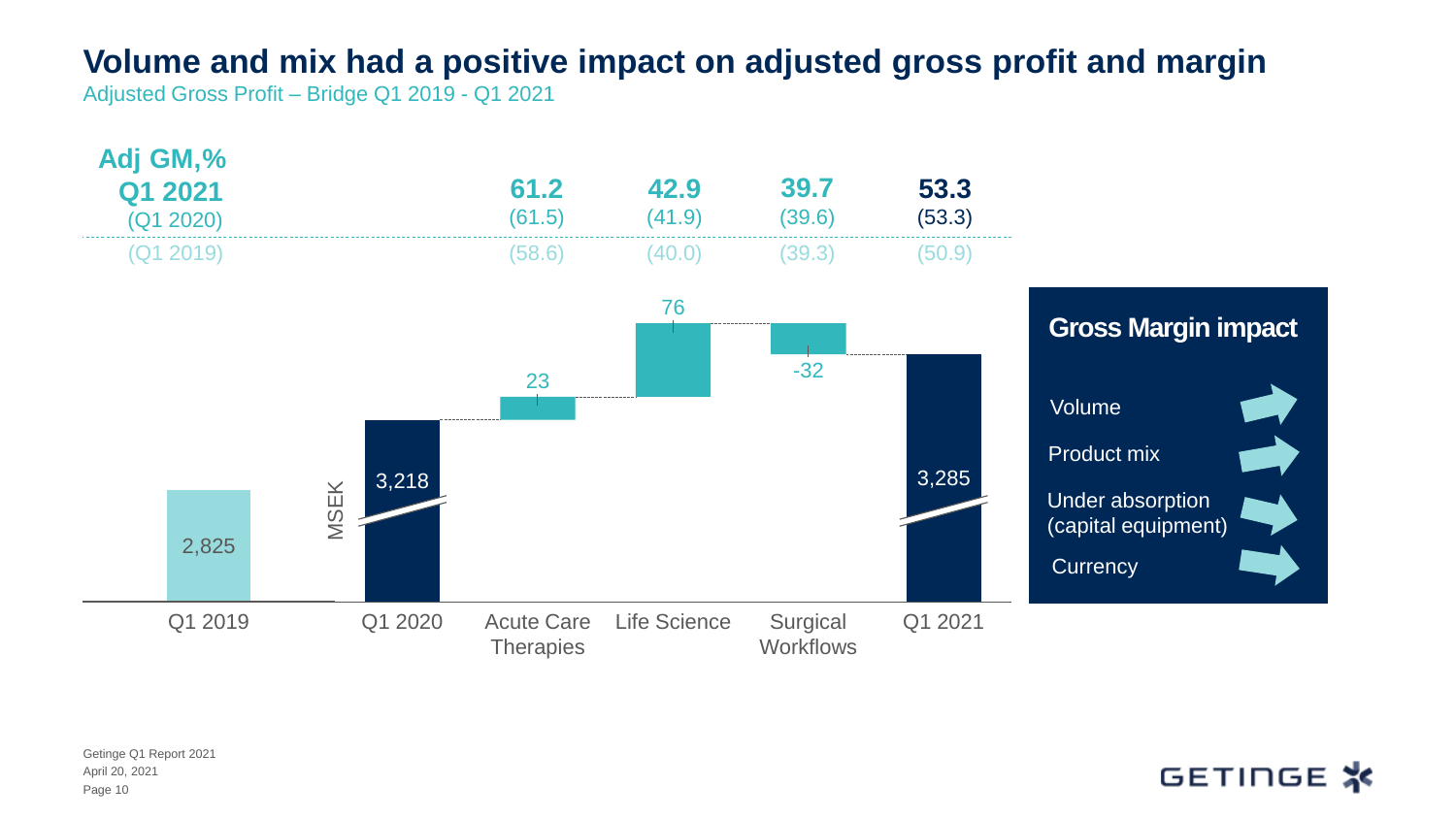# Volume and mix had a positive impact on adjusted gross profit and margin

Adjusted Gross Profit – Bridge Q1 2019 - Q1 2021

| Adj GM,% | Acute Care Therapies | Life Science | Surgical Workflows | Q1 2021 |
|---|---|---|---|---|
| Q1 2021 | 61.2 | 42.9 | 39.7 | 53.3 |
| (Q1 2020) | (61.5) | (41.9) | (39.6) | (53.3) |
| (Q1 2019) | (58.6) | (40.0) | (39.3) | (50.9) |

MSEK

| Q1 2019 | Q1 2020 | Acute Care Therapies | Life Science | Surgical Workflows | Q1 2021 |
|---|---|---|---|---|---|
| 2,825 | 3,218 | 23 | 76 | -32 | 3,285 |

## Gross Margin impact

- Volume
- Product mix
- Under absorption (capital equipment)
- Currency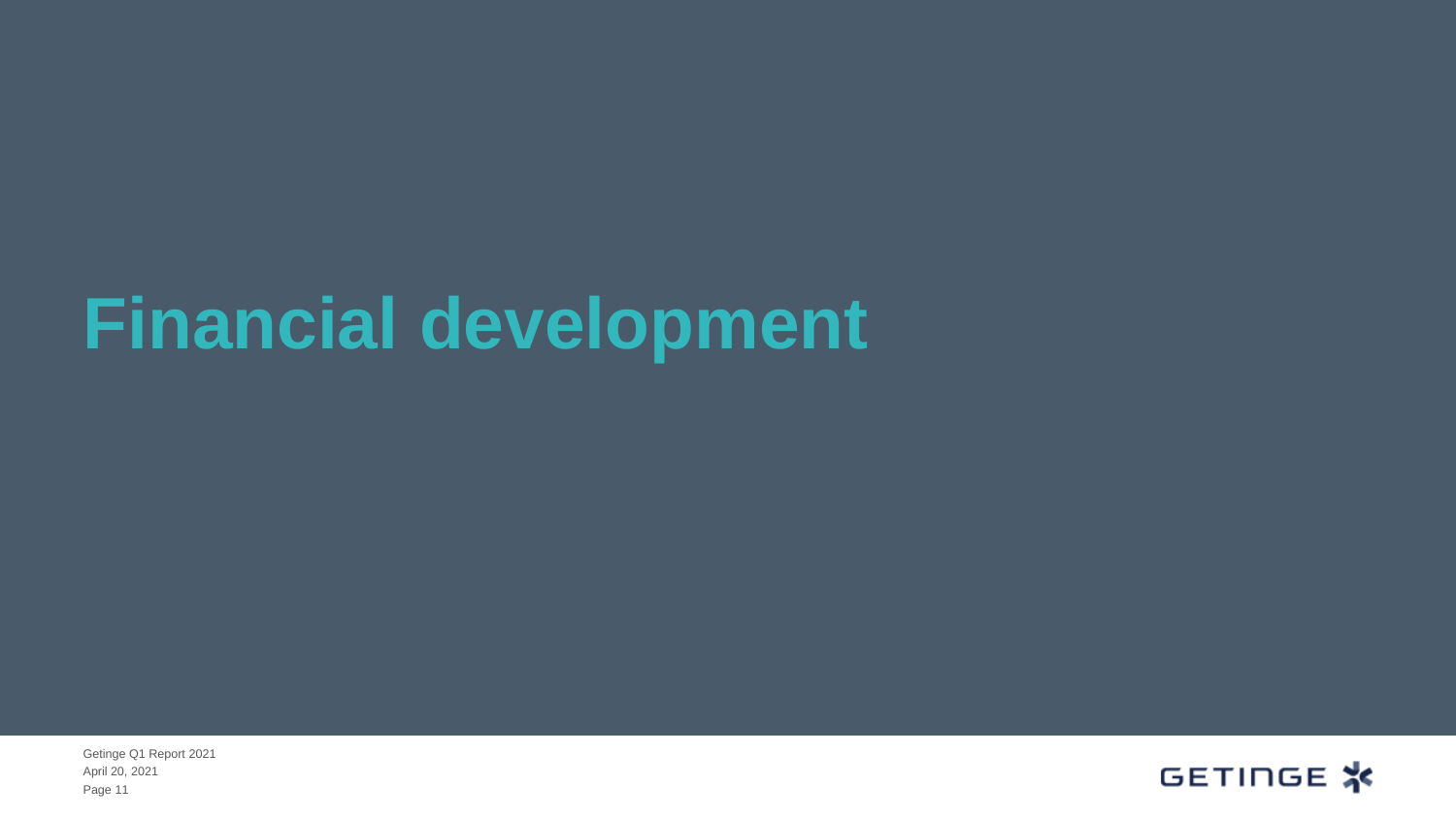# Financial development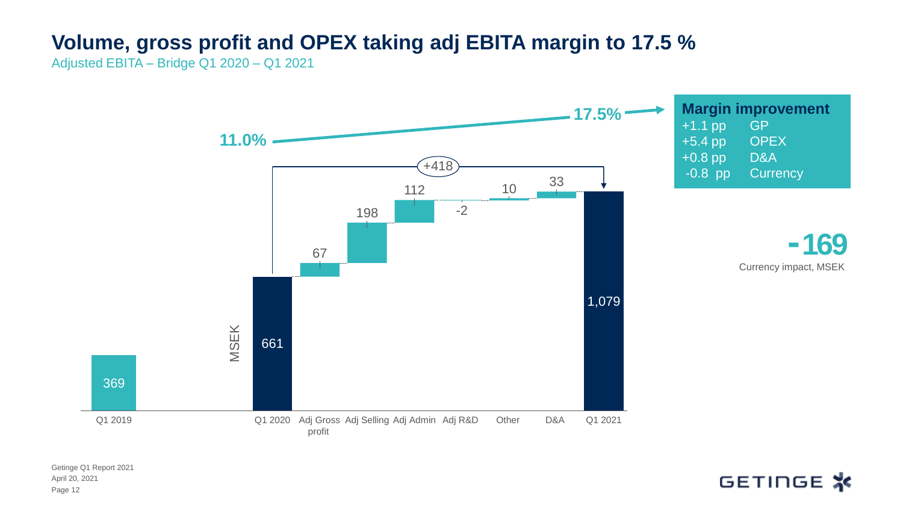# Volume, gross profit and OPEX taking adj EBITA margin to 17.5 %

Adjusted EBITA – Bridge Q1 2020 – Q1 2021

11.0% → 17.5%

+418

| | Q1 2019 | Q1 2020 | Adj Gross profit | Adj Selling | Adj Admin | Adj R&D | Other | D&A | Q1 2021 |
|---|---|---|---|---|---|---|---|---|---|
| MSEK | 369 | 661 | 67 | 198 | 112 | -2 | 10 | 33 | 1,079 |

**Margin improvement**

+1.1 pp GP
+5.4 pp OPEX
+0.8 pp D&A
-0.8 pp Currency

**-169**
Currency impact, MSEK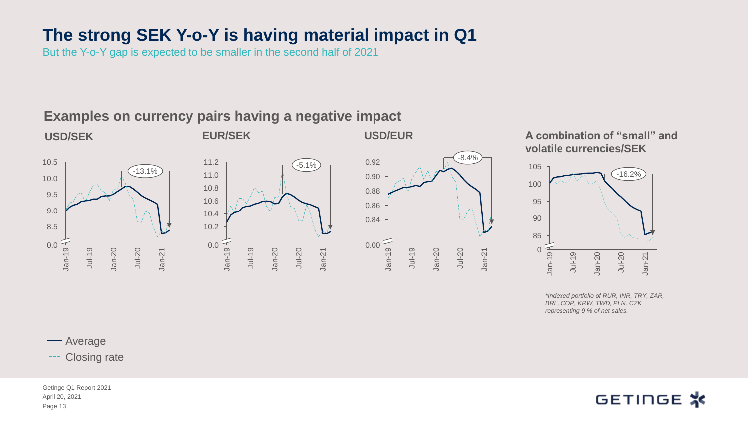# The strong SEK Y-o-Y is having material impact in Q1

But the Y-o-Y gap is expected to be smaller in the second half of 2021

## Examples on currency pairs having a negative impact

### USD/SEK

-13.1%

### EUR/SEK

-5.1%

### USD/EUR

-8.4%

### A combination of "small" and volatile currencies/SEK

-16.2%

*\*Indexed portfolio of RUR, INR, TRY, ZAR, BRL, COP, KRW, TWD, PLN, CZK representing 9 % of net sales.*

— Average

--- Closing rate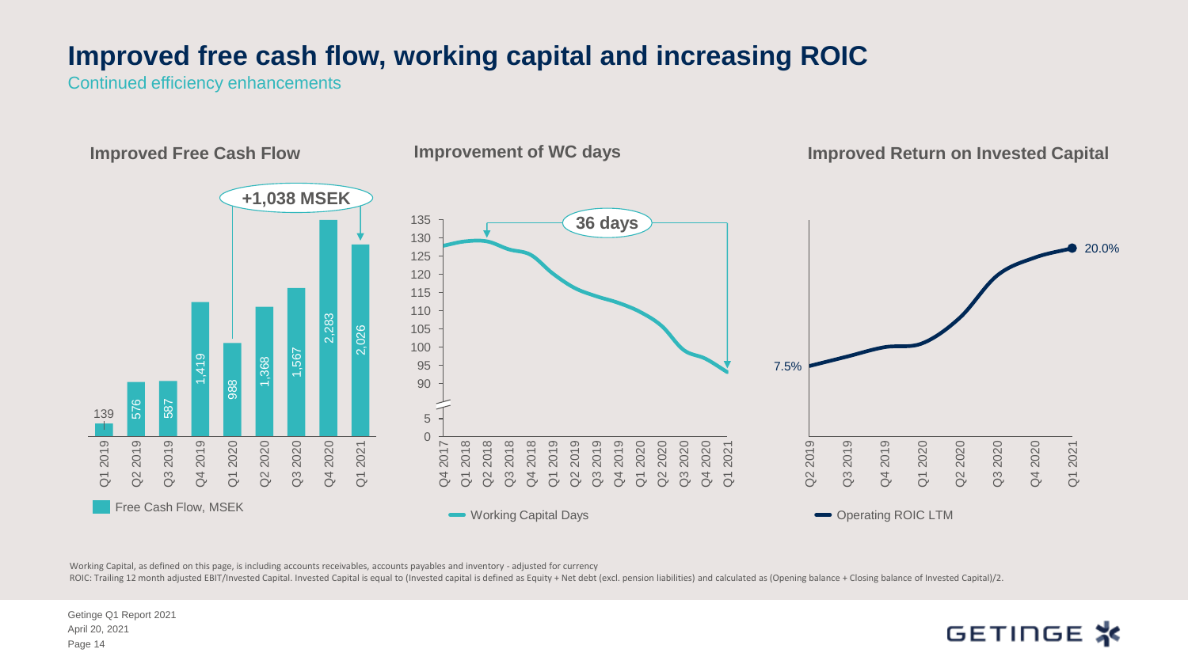# Improved free cash flow, working capital and increasing ROIC

Continued efficiency enhancements

## Improved Free Cash Flow

+1,038 MSEK

| | Q1 2019 | Q2 2019 | Q3 2019 | Q4 2019 | Q1 2020 | Q2 2020 | Q3 2020 | Q4 2020 | Q1 2021 |
|---|---|---|---|---|---|---|---|---|---|
| Free Cash Flow, MSEK | 139 | 576 | 587 | 1,419 | 988 | 1,368 | 1,567 | 2,283 | 2,026 |

## Improvement of WC days

36 days

Working Capital Days (Q4 2017 – Q1 2021)

## Improved Return on Invested Capital

Operating ROIC LTM: 7.5% (Q2 2019) → 20.0% (Q1 2021)

Working Capital, as defined on this page, is including accounts receivables, accounts payables and inventory - adjusted for currency

ROIC: Trailing 12 month adjusted EBIT/Invested Capital. Invested Capital is equal to (Invested capital is defined as Equity + Net debt (excl. pension liabilities) and calculated as (Opening balance + Closing balance of Invested Capital)/2.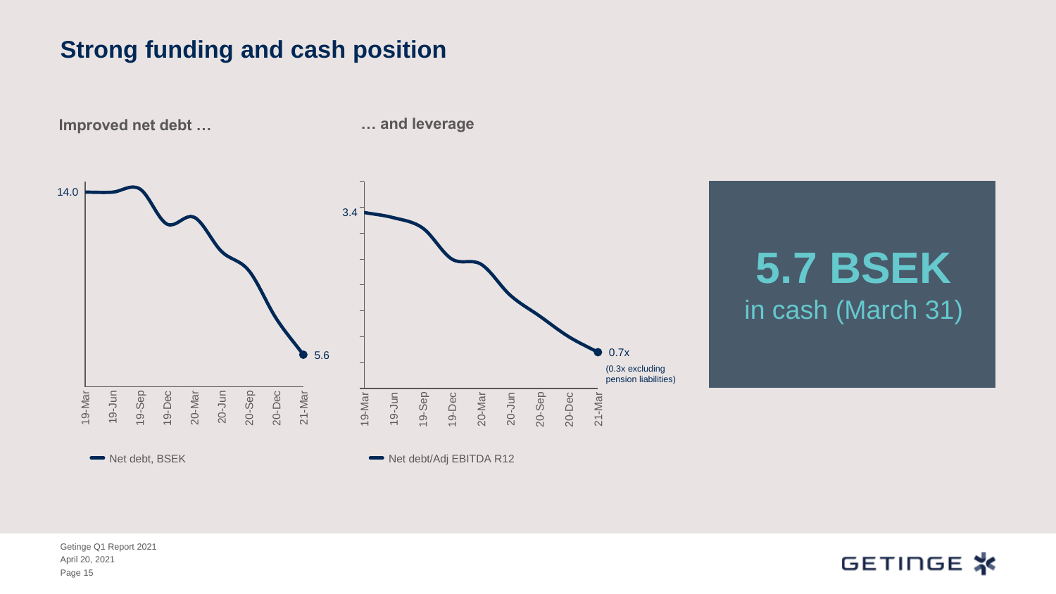# Strong funding and cash position

**Improved net debt …**

14.0

5.6

19-Mar 19-Jun 19-Sep 19-Dec 20-Mar 20-Jun 20-Sep 20-Dec 21-Mar

Net debt, BSEK

**… and leverage**

3.4

0.7x

(0.3x excluding pension liabilities)

19-Mar 19-Jun 19-Sep 19-Dec 20-Mar 20-Jun 20-Sep 20-Dec 21-Mar

Net debt/Adj EBITDA R12

**5.7 BSEK**

in cash (March 31)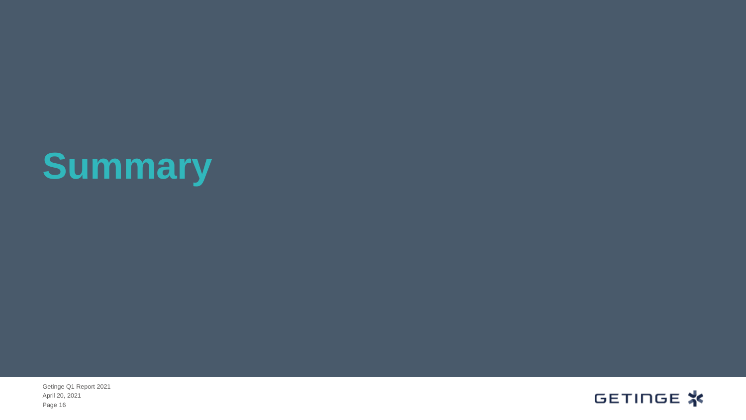# Summary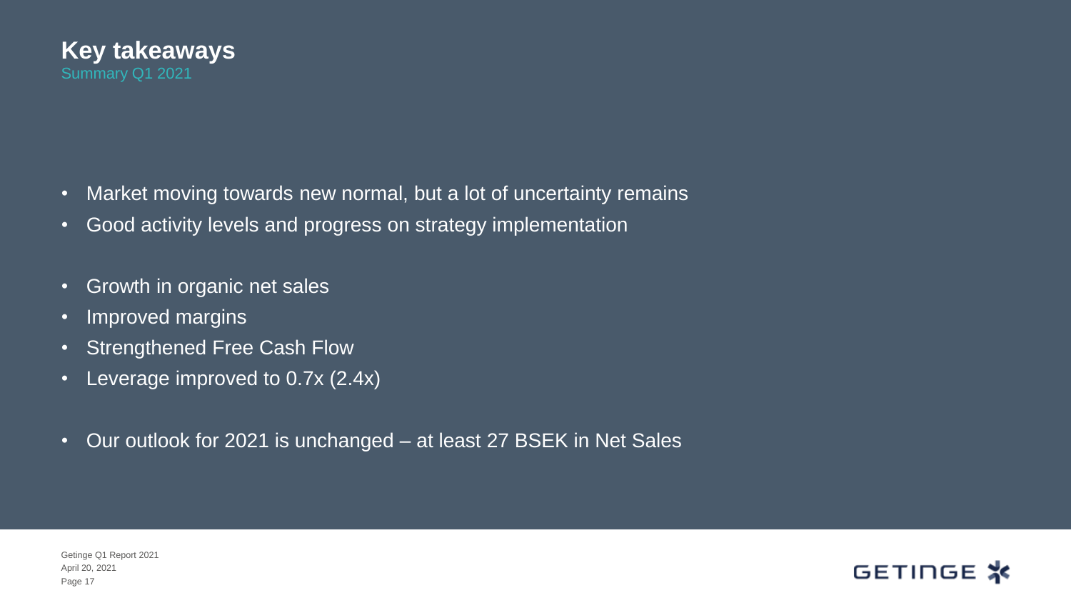# Key takeaways

Summary Q1 2021

- Market moving towards new normal, but a lot of uncertainty remains
- Good activity levels and progress on strategy implementation

- Growth in organic net sales
- Improved margins
- Strengthened Free Cash Flow
- Leverage improved to 0.7x (2.4x)

- Our outlook for 2021 is unchanged – at least 27 BSEK in Net Sales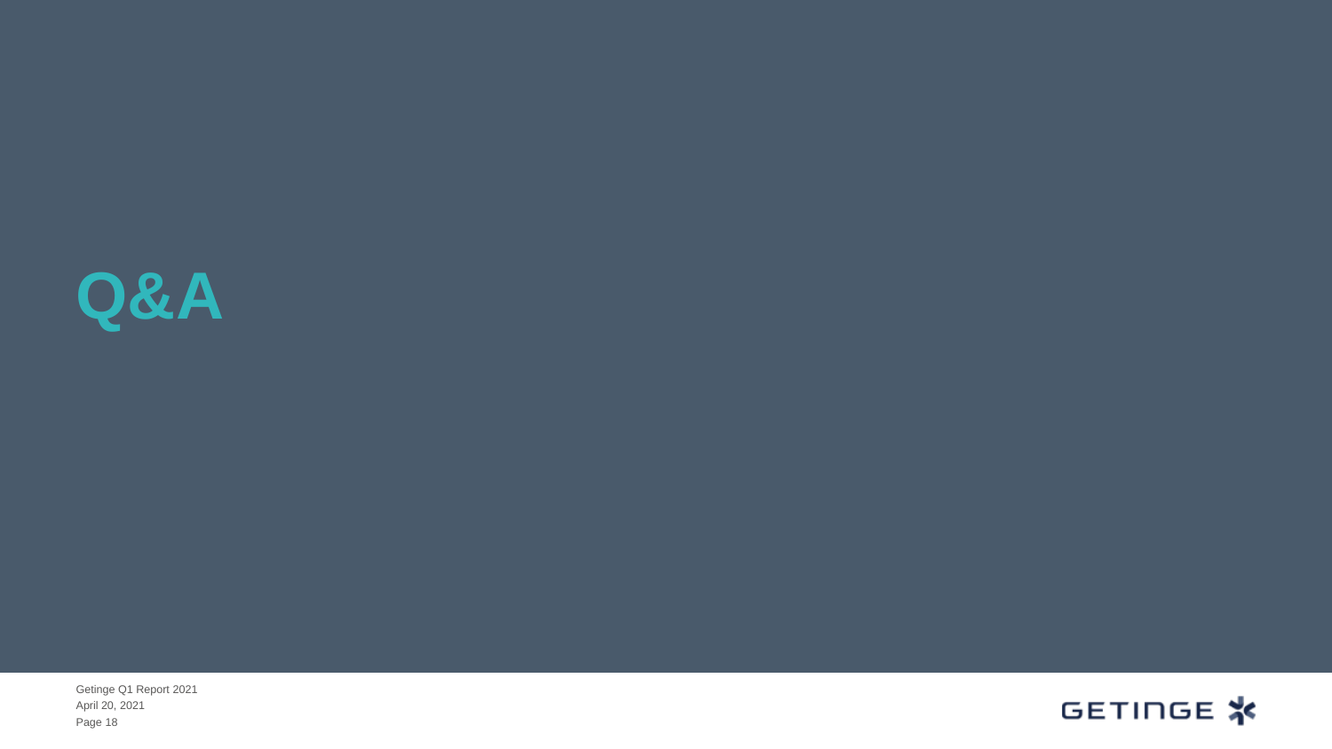# Q&A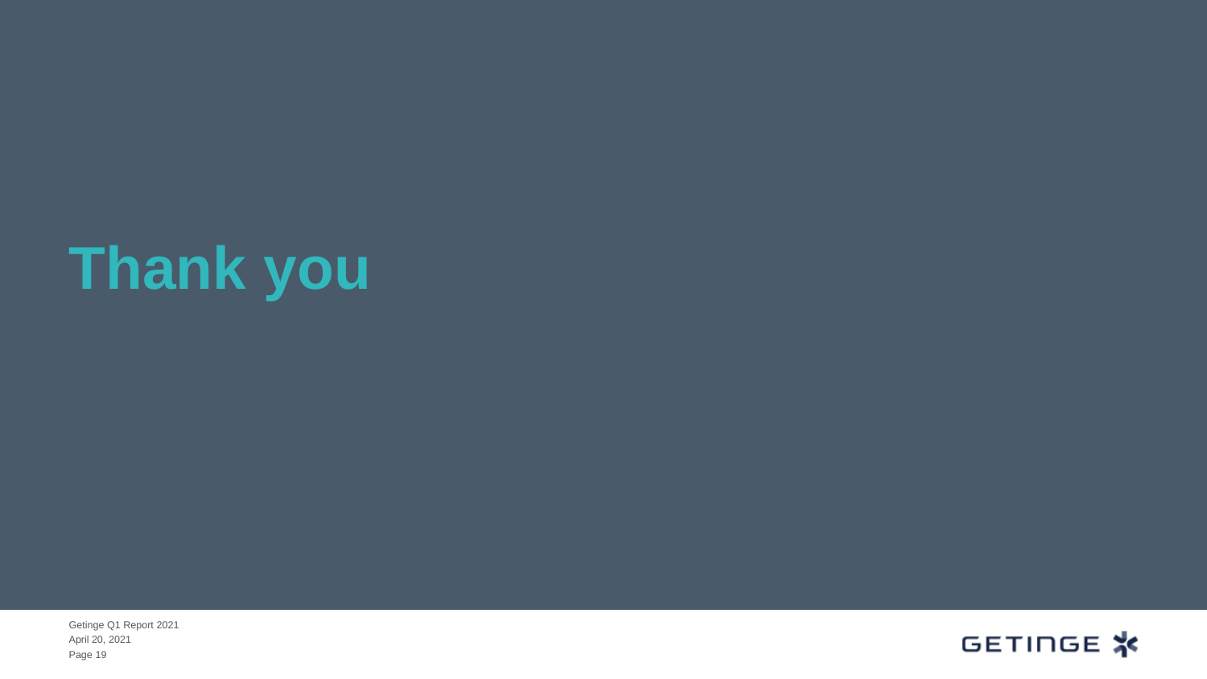# Thank you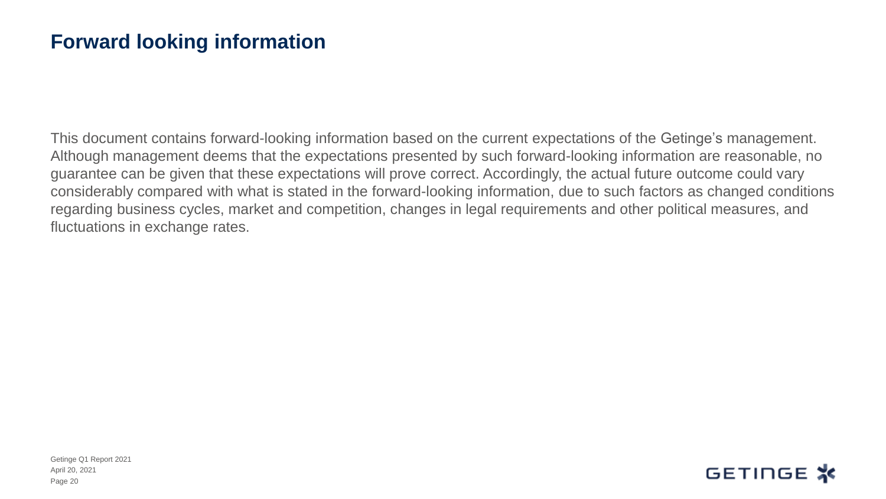# Forward looking information

This document contains forward-looking information based on the current expectations of the Getinge's management. Although management deems that the expectations presented by such forward-looking information are reasonable, no guarantee can be given that these expectations will prove correct. Accordingly, the actual future outcome could vary considerably compared with what is stated in the forward-looking information, due to such factors as changed conditions regarding business cycles, market and competition, changes in legal requirements and other political measures, and fluctuations in exchange rates.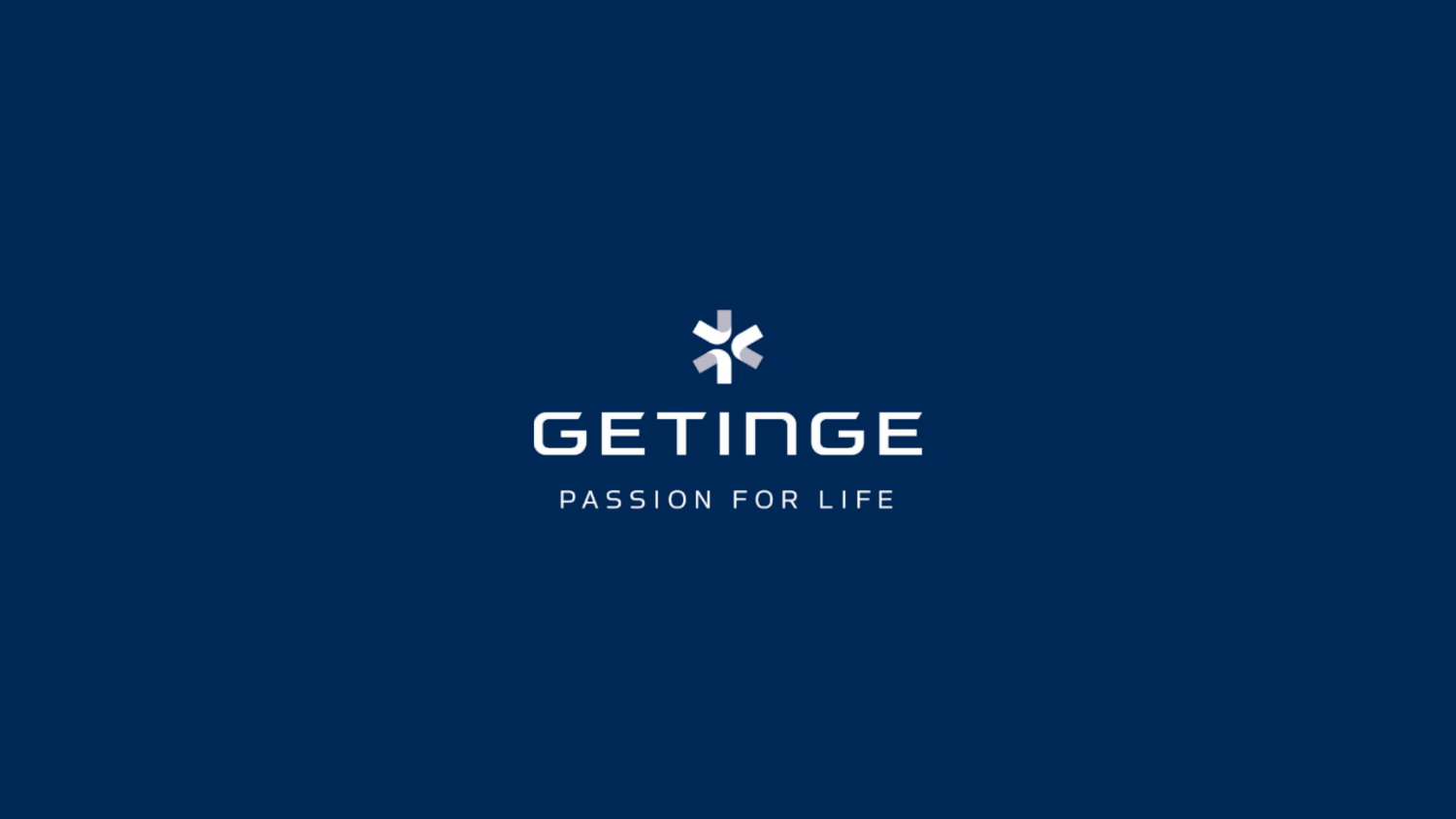GETINGE

PASSION FOR LIFE